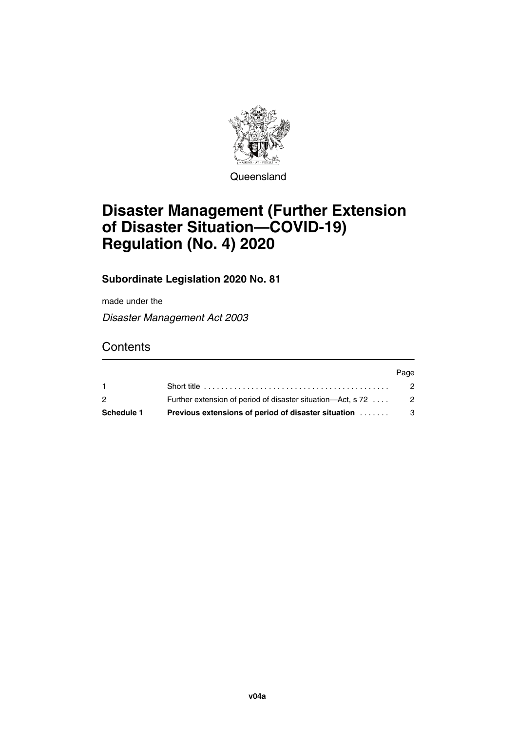Queensland

# Disaster Management (Further Extension of Disaster Situation—COVID-19) Regulation (No. 4) 2020

**Subordinate Legislation 2020 No. 81**

made under the

*Disaster Management Act 2003*

## Contents

| | | Page |
|---|---|---|
| 1 | Short title | 2 |
| 2 | Further extension of period of disaster situation—Act, s 72 | 2 |
| **Schedule 1** | **Previous extensions of period of disaster situation** | 3 |

v04a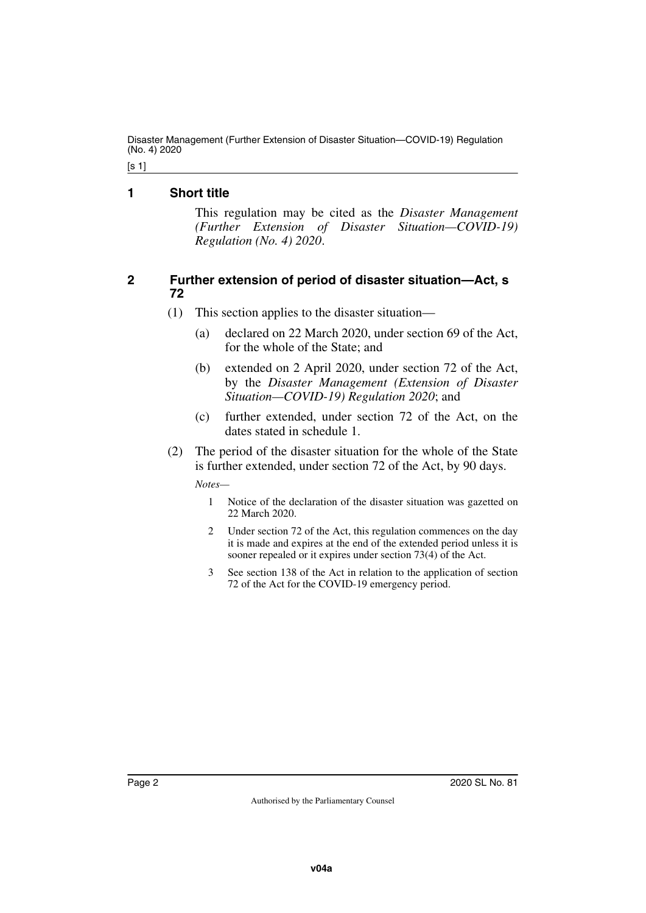## 1 Short title

This regulation may be cited as the *Disaster Management (Further Extension of Disaster Situation—COVID-19) Regulation (No. 4) 2020*.

## 2 Further extension of period of disaster situation—Act, s 72

(1) This section applies to the disaster situation—

(a) declared on 22 March 2020, under section 69 of the Act, for the whole of the State; and

(b) extended on 2 April 2020, under section 72 of the Act, by the *Disaster Management (Extension of Disaster Situation—COVID-19) Regulation 2020*; and

(c) further extended, under section 72 of the Act, on the dates stated in schedule 1.

(2) The period of the disaster situation for the whole of the State is further extended, under section 72 of the Act, by 90 days.

*Notes—*

1 Notice of the declaration of the disaster situation was gazetted on 22 March 2020.

2 Under section 72 of the Act, this regulation commences on the day it is made and expires at the end of the extended period unless it is sooner repealed or it expires under section 73(4) of the Act.

3 See section 138 of the Act in relation to the application of section 72 of the Act for the COVID-19 emergency period.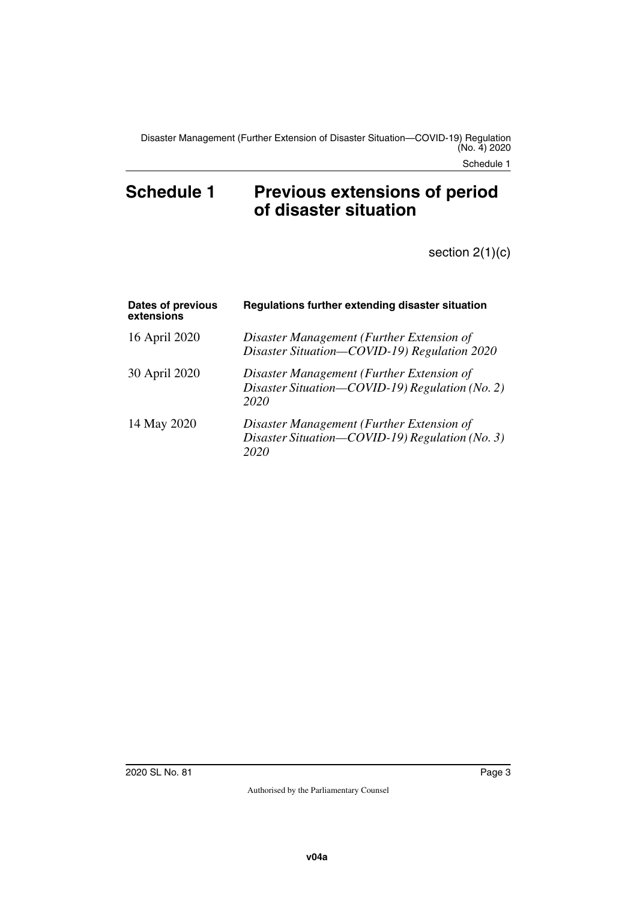# Schedule 1 Previous extensions of period of disaster situation

section 2(1)(c)

| Dates of previous extensions | Regulations further extending disaster situation |
| --- | --- |
| 16 April 2020 | *Disaster Management (Further Extension of Disaster Situation—COVID-19) Regulation 2020* |
| 30 April 2020 | *Disaster Management (Further Extension of Disaster Situation—COVID-19) Regulation (No. 2) 2020* |
| 14 May 2020 | *Disaster Management (Further Extension of Disaster Situation—COVID-19) Regulation (No. 3) 2020* |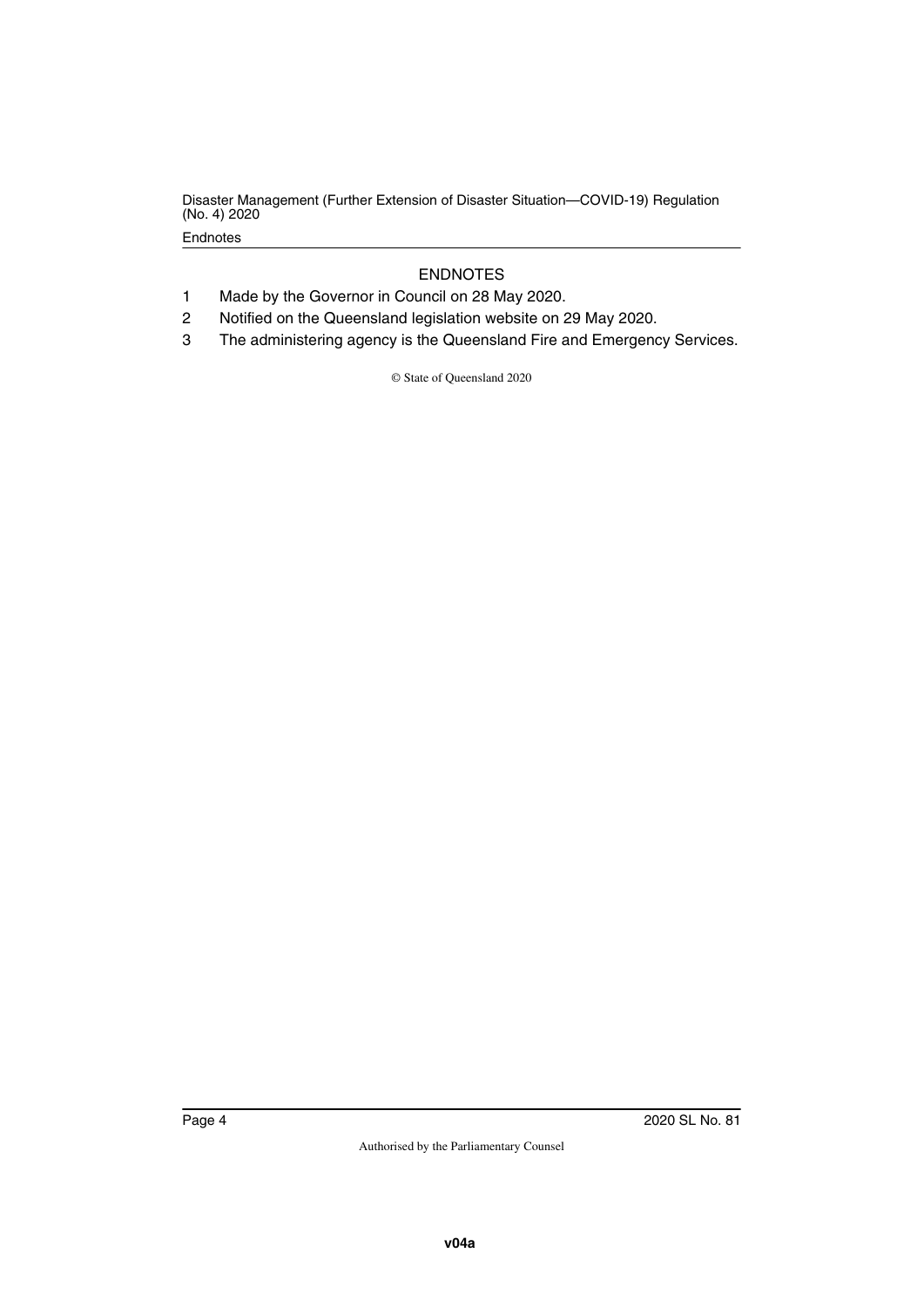## ENDNOTES

1 Made by the Governor in Council on 28 May 2020.

2 Notified on the Queensland legislation website on 29 May 2020.

3 The administering agency is the Queensland Fire and Emergency Services.

© State of Queensland 2020